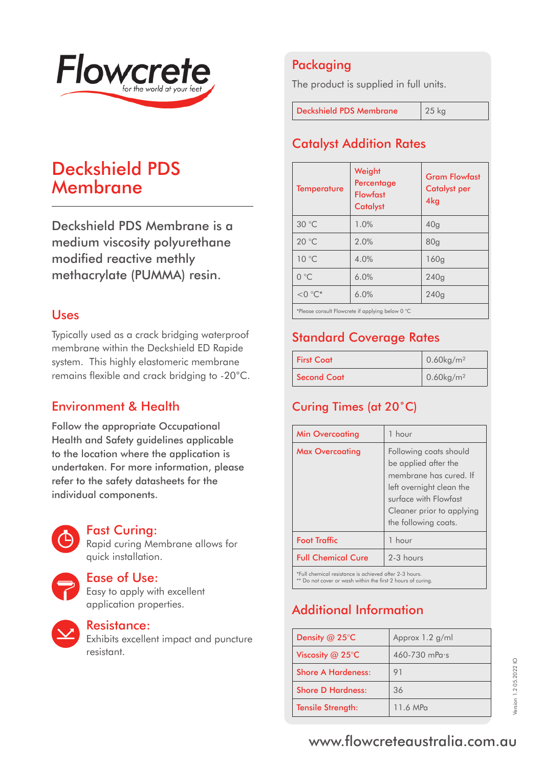# Deckshield PDS Membrane

Deckshield PDS Membrane is a medium viscosity polyurethane modified reactive methly methacrylate (PUMMA) resin.

## Uses

Typically used as a crack bridging waterproof membrane within the Deckshield ED Rapide system. This highly elastomeric membrane remains flexible and crack bridging to -20°C.

## Environment & Health

Follow the appropriate Occupational Health and Safety guidelines applicable to the location where the application is undertaken. For more information, please refer to the safety datasheets for the individual components.

### Fast Curing:

Rapid curing Membrane allows for quick installation.

### Ease of Use:

Easy to apply with excellent application properties.

### Resistance:

Exhibits excellent impact and puncture resistant.

## Packaging

The product is supplied in full units.

| Deckshield PDS Membrane | 25 kg |
|---|---|

## Catalyst Addition Rates

| Temperature | Weight Percentage Flowfast Catalyst | Gram Flowfast Catalyst per 4kg |
|---|---|---|
| 30 °C | 1.0% | 40g |
| 20 °C | 2.0% | 80g |
| 10 °C | 4.0% | 160g |
| 0 °C | 6.0% | 240g |
| <0 °C* | 6.0% | 240g |

*Please consult Flowcrete if applying below 0 °C

## Standard Coverage Rates

| First Coat | 0.60kg/m² |
|---|---|
| Second Coat | 0.60kg/m² |

## Curing Times (at 20°C)

| Min Overcoating | 1 hour |
|---|---|
| Max Overcoating | Following coats should be applied after the membrane has cured. If left overnight clean the surface with Flowfast Cleaner prior to applying the following coats. |
| Foot Traffic | 1 hour |
| Full Chemical Cure | 2-3 hours |

*Full chemical resistance is achieved after 2-3 hours.
** Do not cover or wash within the first 2 hours of curing.

## Additional Information

| Density @ 25°C | Approx 1.2 g/ml |
|---|---|
| Viscosity @ 25°C | 460-730 mPa·s |
| Shore A Hardeness: | 91 |
| Shore D Hardness: | 36 |
| Tensile Strength: | 11.6 MPa |

Version 1.2 05.2022 IO

www.flowcreteaustralia.com.au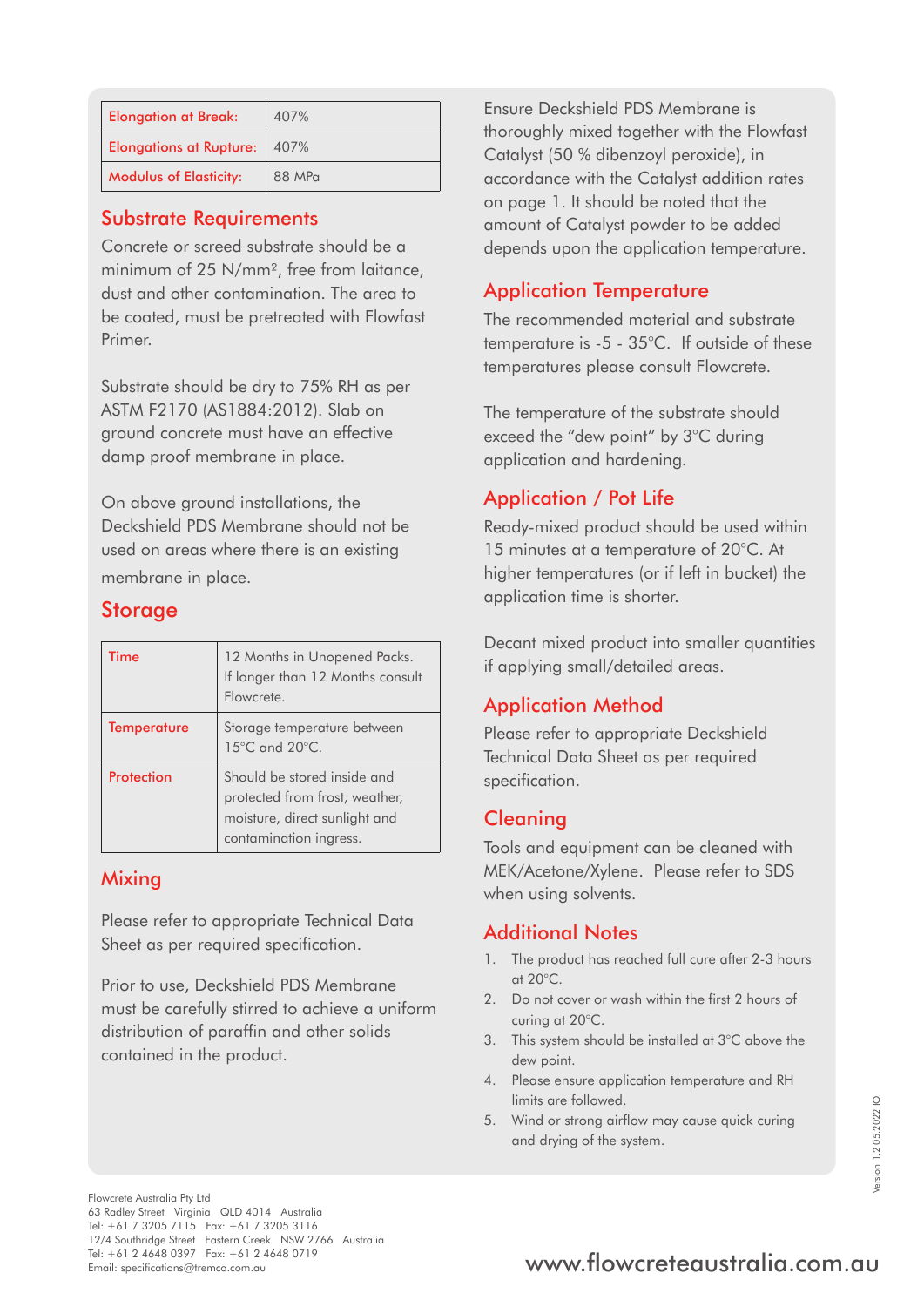| Property | Value |
|---|---|
| Elongation at Break: | 407% |
| Elongations at Rupture: | 407% |
| Modulus of Elasticity: | 88 MPa |

## Substrate Requirements

Concrete or screed substrate should be a minimum of 25 N/mm², free from laitance, dust and other contamination. The area to be coated, must be pretreated with Flowfast Primer.

Substrate should be dry to 75% RH as per ASTM F2170 (AS1884:2012). Slab on ground concrete must have an effective damp proof membrane in place.

On above ground installations, the Deckshield PDS Membrane should not be used on areas where there is an existing membrane in place.

## Storage

| Item | Details |
|---|---|
| Time | 12 Months in Unopened Packs. If longer than 12 Months consult Flowcrete. |
| Temperature | Storage temperature between 15°C and 20°C. |
| Protection | Should be stored inside and protected from frost, weather, moisture, direct sunlight and contamination ingress. |

## Mixing

Please refer to appropriate Technical Data Sheet as per required specification.

Prior to use, Deckshield PDS Membrane must be carefully stirred to achieve a uniform distribution of paraffin and other solids contained in the product.

Ensure Deckshield PDS Membrane is thoroughly mixed together with the Flowfast Catalyst (50 % dibenzoyl peroxide), in accordance with the Catalyst addition rates on page 1. It should be noted that the amount of Catalyst powder to be added depends upon the application temperature.

## Application Temperature

The recommended material and substrate temperature is -5 - 35°C. If outside of these temperatures please consult Flowcrete.

The temperature of the substrate should exceed the "dew point" by 3°C during application and hardening.

## Application / Pot Life

Ready-mixed product should be used within 15 minutes at a temperature of 20°C. At higher temperatures (or if left in bucket) the application time is shorter.

Decant mixed product into smaller quantities if applying small/detailed areas.

## Application Method

Please refer to appropriate Deckshield Technical Data Sheet as per required specification.

## Cleaning

Tools and equipment can be cleaned with MEK/Acetone/Xylene. Please refer to SDS when using solvents.

## Additional Notes

1. The product has reached full cure after 2-3 hours at 20°C.
2. Do not cover or wash within the first 2 hours of curing at 20°C.
3. This system should be installed at 3°C above the dew point.
4. Please ensure application temperature and RH limits are followed.
5. Wind or strong airflow may cause quick curing and drying of the system.

Version 1.2 05.2022 IO

Flowcrete Australia Pty Ltd
63 Radley Street Virginia QLD 4014 Australia
Tel: +61 7 3205 7115 Fax: +61 7 3205 3116
12/4 Southridge Street Eastern Creek NSW 2766 Australia
Tel: +61 2 4648 0397 Fax: +61 2 4648 0719
Email: specifications@tremco.com.au

www.flowcreteaustralia.com.au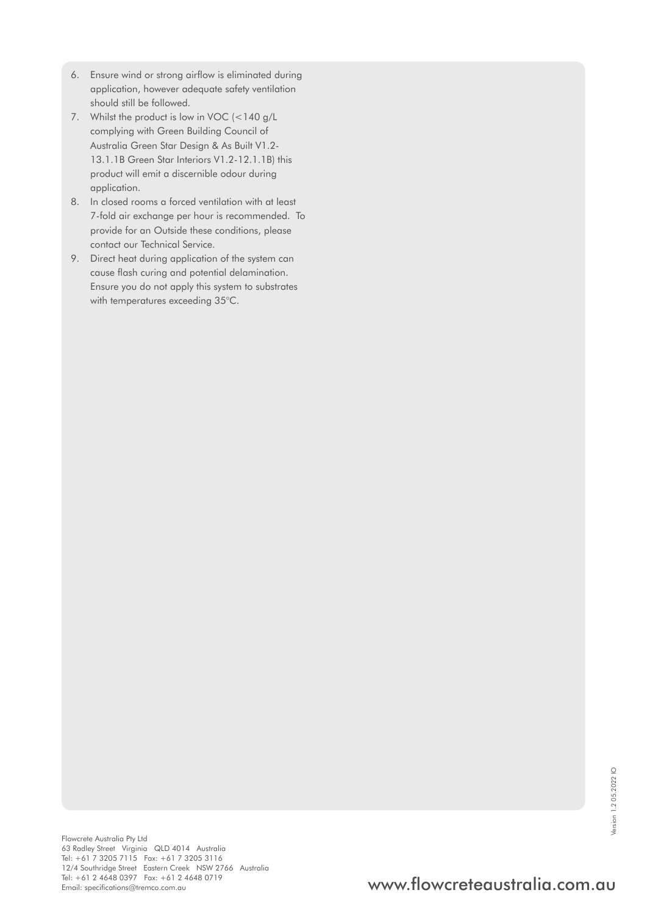6. Ensure wind or strong airflow is eliminated during application, however adequate safety ventilation should still be followed.
7. Whilst the product is low in VOC (<140 g/L complying with Green Building Council of Australia Green Star Design & As Built V1.2-13.1.1B Green Star Interiors V1.2-12.1.1B) this product will emit a discernible odour during application.
8. In closed rooms a forced ventilation with at least 7-fold air exchange per hour is recommended. To provide for an Outside these conditions, please contact our Technical Service.
9. Direct heat during application of the system can cause flash curing and potential delamination. Ensure you do not apply this system to substrates with temperatures exceeding 35°C.

Version 1.2 05.2022 IO

Flowcrete Australia Pty Ltd
63 Radley Street Virginia QLD 4014 Australia
Tel: +61 7 3205 7115 Fax: +61 7 3205 3116
12/4 Southridge Street Eastern Creek NSW 2766 Australia
Tel: +61 2 4648 0397 Fax: +61 2 4648 0719
Email: specifications@tremco.com.au

www.flowcreteaustralia.com.au